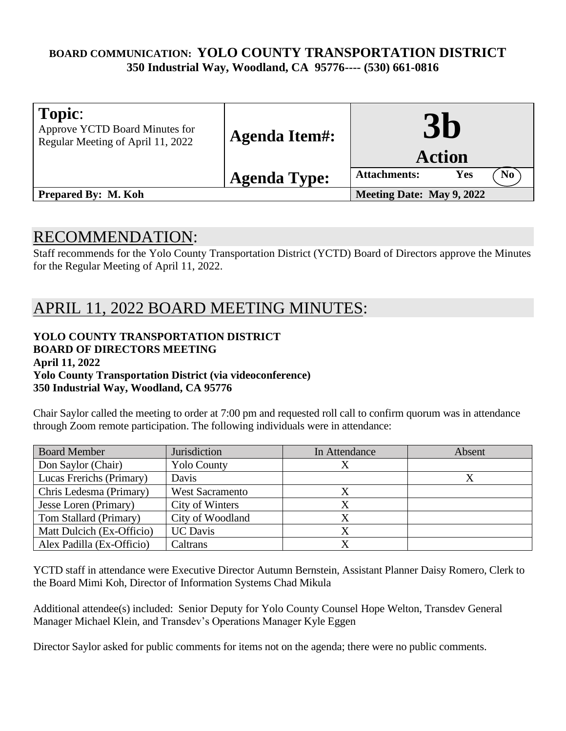**BOARD COMMUNICATION: YOLO COUNTY TRANSPORTATION DISTRICT**
**350 Industrial Way, Woodland, CA 95776---- (530) 661-0816**

| **Topic**: Approve YCTD Board Minutes for Regular Meeting of April 11, 2022 | **Agenda Item#:** | **3b** **Action** |
|---|---|---|
| | **Agenda Type:** | **Attachments:** Yes **(No)** |
| **Prepared By: M. Koh** | | **Meeting Date: May 9, 2022** |

## RECOMMENDATION:

Staff recommends for the Yolo County Transportation District (YCTD) Board of Directors approve the Minutes for the Regular Meeting of April 11, 2022.

## APRIL 11, 2022 BOARD MEETING MINUTES:

**YOLO COUNTY TRANSPORTATION DISTRICT**
**BOARD OF DIRECTORS MEETING**
**April 11, 2022**
**Yolo County Transportation District (via videoconference)**
**350 Industrial Way, Woodland, CA 95776**

Chair Saylor called the meeting to order at 7:00 pm and requested roll call to confirm quorum was in attendance through Zoom remote participation. The following individuals were in attendance:

| Board Member | Jurisdiction | In Attendance | Absent |
|---|---|---|---|
| Don Saylor (Chair) | Yolo County | X | |
| Lucas Frerichs (Primary) | Davis | | X |
| Chris Ledesma (Primary) | West Sacramento | X | |
| Jesse Loren (Primary) | City of Winters | X | |
| Tom Stallard (Primary) | City of Woodland | X | |
| Matt Dulcich (Ex-Officio) | UC Davis | X | |
| Alex Padilla (Ex-Officio) | Caltrans | X | |

YCTD staff in attendance were Executive Director Autumn Bernstein, Assistant Planner Daisy Romero, Clerk to the Board Mimi Koh, Director of Information Systems Chad Mikula

Additional attendee(s) included: Senior Deputy for Yolo County Counsel Hope Welton, Transdev General Manager Michael Klein, and Transdev's Operations Manager Kyle Eggen

Director Saylor asked for public comments for items not on the agenda; there were no public comments.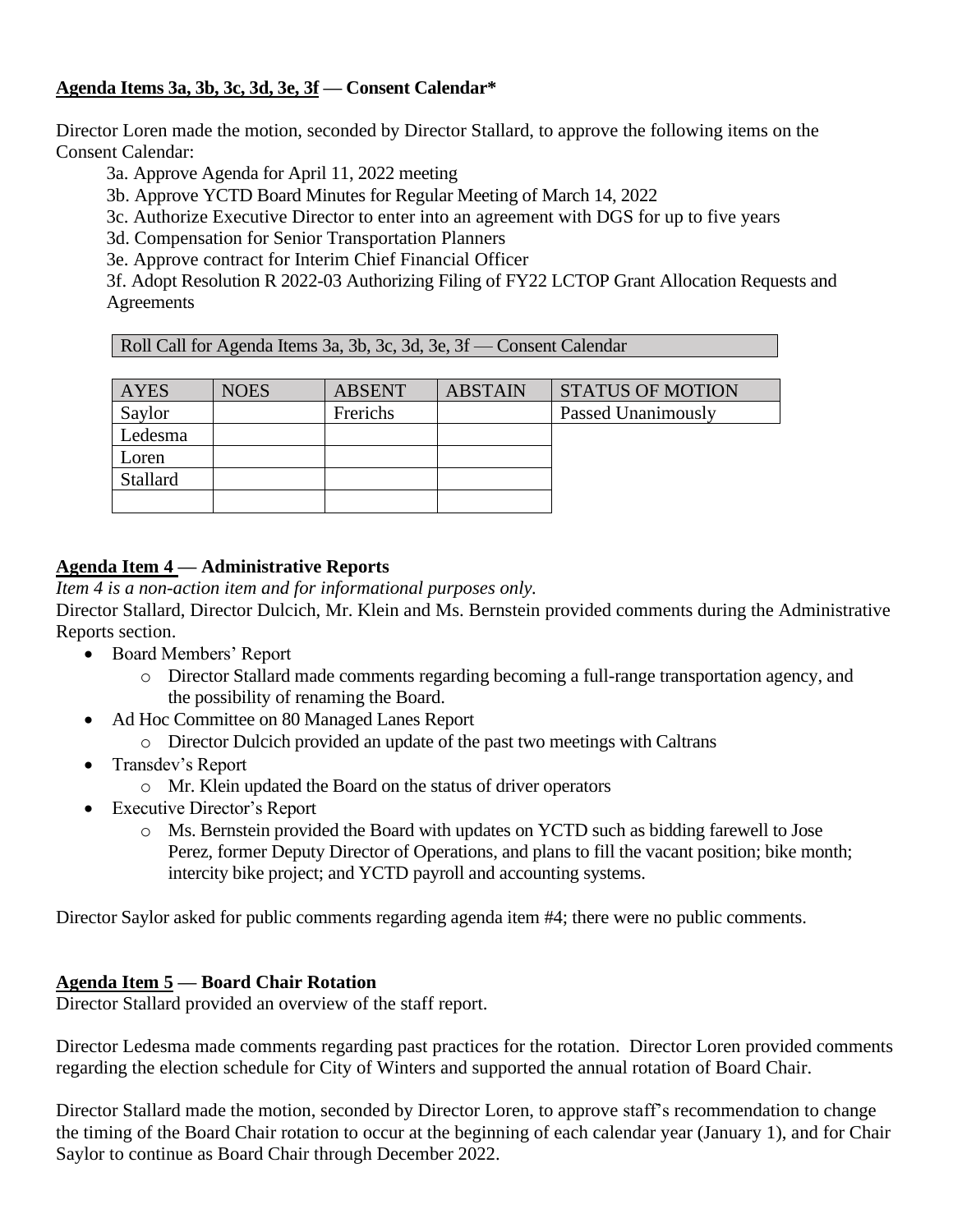**Agenda Items 3a, 3b, 3c, 3d, 3e, 3f — Consent Calendar***

Director Loren made the motion, seconded by Director Stallard, to approve the following items on the Consent Calendar:

3a. Approve Agenda for April 11, 2022 meeting
3b. Approve YCTD Board Minutes for Regular Meeting of March 14, 2022
3c. Authorize Executive Director to enter into an agreement with DGS for up to five years
3d. Compensation for Senior Transportation Planners
3e. Approve contract for Interim Chief Financial Officer
3f. Adopt Resolution R 2022-03 Authorizing Filing of FY22 LCTOP Grant Allocation Requests and Agreements

Roll Call for Agenda Items 3a, 3b, 3c, 3d, 3e, 3f — Consent Calendar

| AYES | NOES | ABSENT | ABSTAIN | STATUS OF MOTION |
|---|---|---|---|---|
| Saylor | | Frerichs | | Passed Unanimously |
| Ledesma | | | | |
| Loren | | | | |
| Stallard | | | | |
| | | | | |

**Agenda Item 4 — Administrative Reports**

*Item 4 is a non-action item and for informational purposes only.*

Director Stallard, Director Dulcich, Mr. Klein and Ms. Bernstein provided comments during the Administrative Reports section.

- Board Members' Report
  - Director Stallard made comments regarding becoming a full-range transportation agency, and the possibility of renaming the Board.
- Ad Hoc Committee on 80 Managed Lanes Report
  - Director Dulcich provided an update of the past two meetings with Caltrans
- Transdev's Report
  - Mr. Klein updated the Board on the status of driver operators
- Executive Director's Report
  - Ms. Bernstein provided the Board with updates on YCTD such as bidding farewell to Jose Perez, former Deputy Director of Operations, and plans to fill the vacant position; bike month; intercity bike project; and YCTD payroll and accounting systems.

Director Saylor asked for public comments regarding agenda item #4; there were no public comments.

**Agenda Item 5 — Board Chair Rotation**

Director Stallard provided an overview of the staff report.

Director Ledesma made comments regarding past practices for the rotation. Director Loren provided comments regarding the election schedule for City of Winters and supported the annual rotation of Board Chair.

Director Stallard made the motion, seconded by Director Loren, to approve staff's recommendation to change the timing of the Board Chair rotation to occur at the beginning of each calendar year (January 1), and for Chair Saylor to continue as Board Chair through December 2022.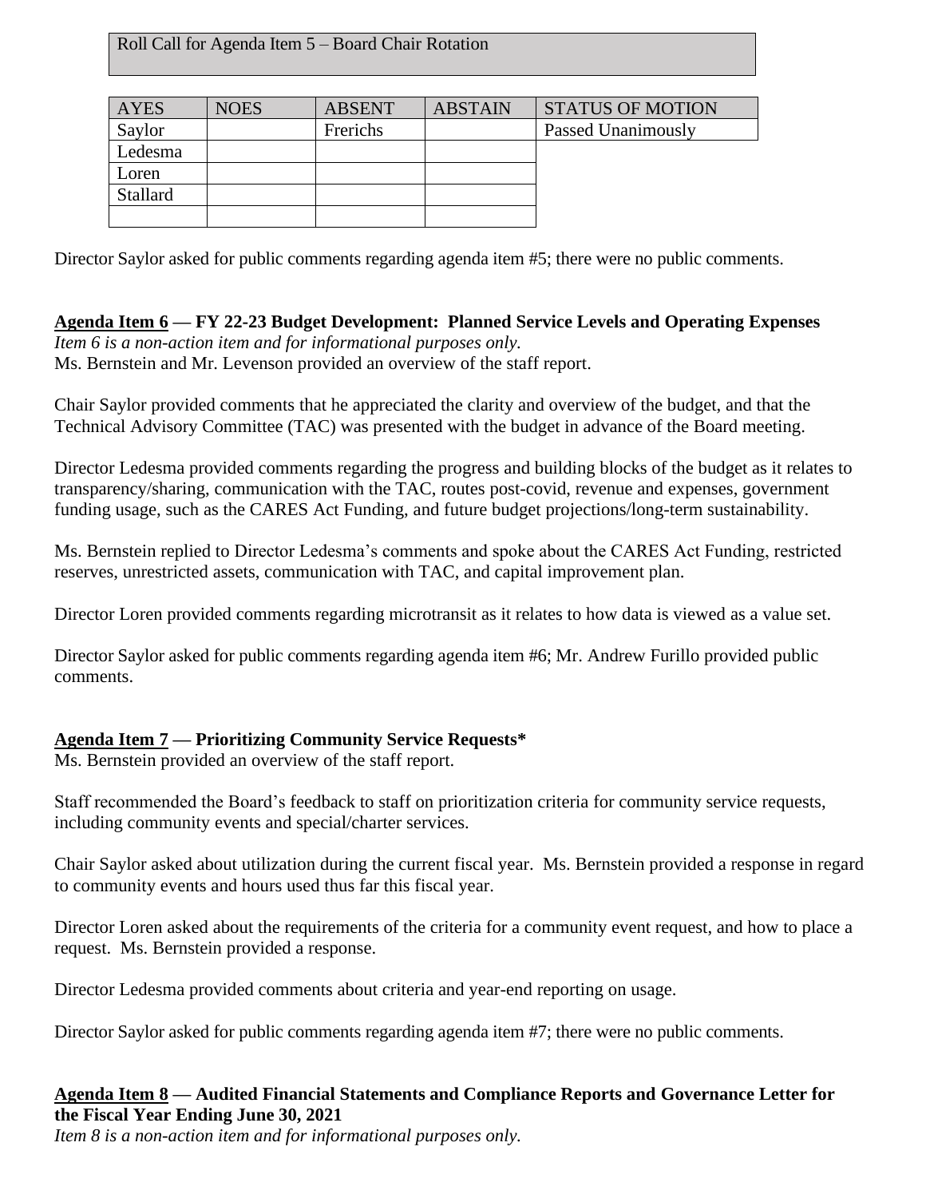Roll Call for Agenda Item 5 – Board Chair Rotation

| AYES | NOES | ABSENT | ABSTAIN | STATUS OF MOTION |
|---|---|---|---|---|
| Saylor | | Frerichs | | Passed Unanimously |
| Ledesma | | | | |
| Loren | | | | |
| Stallard | | | | |
| | | | | |

Director Saylor asked for public comments regarding agenda item #5; there were no public comments.

**Agenda Item 6 — FY 22-23 Budget Development: Planned Service Levels and Operating Expenses**
*Item 6 is a non-action item and for informational purposes only.*
Ms. Bernstein and Mr. Levenson provided an overview of the staff report.

Chair Saylor provided comments that he appreciated the clarity and overview of the budget, and that the Technical Advisory Committee (TAC) was presented with the budget in advance of the Board meeting.

Director Ledesma provided comments regarding the progress and building blocks of the budget as it relates to transparency/sharing, communication with the TAC, routes post-covid, revenue and expenses, government funding usage, such as the CARES Act Funding, and future budget projections/long-term sustainability.

Ms. Bernstein replied to Director Ledesma's comments and spoke about the CARES Act Funding, restricted reserves, unrestricted assets, communication with TAC, and capital improvement plan.

Director Loren provided comments regarding microtransit as it relates to how data is viewed as a value set.

Director Saylor asked for public comments regarding agenda item #6; Mr. Andrew Furillo provided public comments.

**Agenda Item 7 — Prioritizing Community Service Requests***
Ms. Bernstein provided an overview of the staff report.

Staff recommended the Board's feedback to staff on prioritization criteria for community service requests, including community events and special/charter services.

Chair Saylor asked about utilization during the current fiscal year. Ms. Bernstein provided a response in regard to community events and hours used thus far this fiscal year.

Director Loren asked about the requirements of the criteria for a community event request, and how to place a request. Ms. Bernstein provided a response.

Director Ledesma provided comments about criteria and year-end reporting on usage.

Director Saylor asked for public comments regarding agenda item #7; there were no public comments.

**Agenda Item 8 — Audited Financial Statements and Compliance Reports and Governance Letter for the Fiscal Year Ending June 30, 2021**
*Item 8 is a non-action item and for informational purposes only.*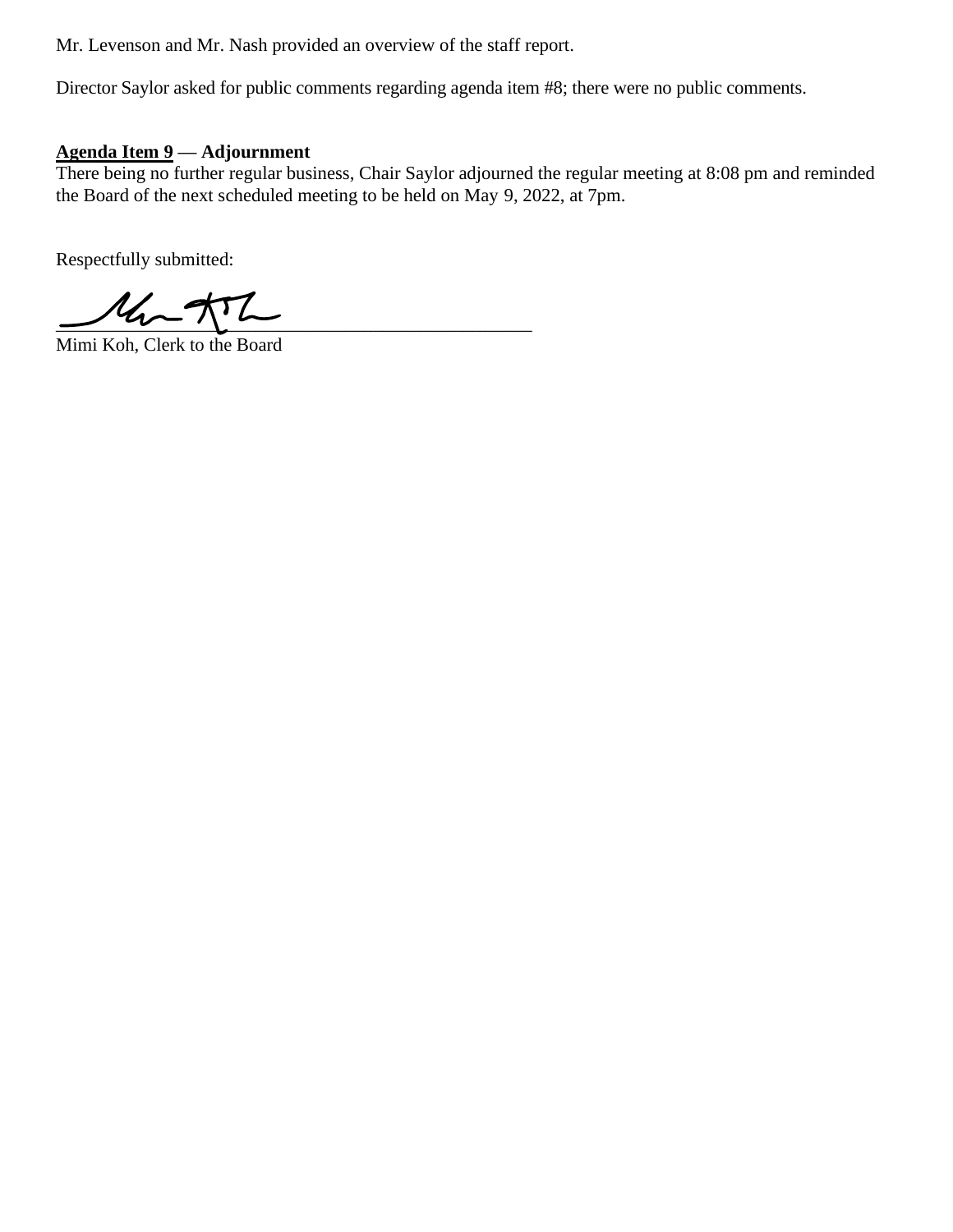Mr. Levenson and Mr. Nash provided an overview of the staff report.

Director Saylor asked for public comments regarding agenda item #8; there were no public comments.

**<u>Agenda Item 9</u> — Adjournment**
There being no further regular business, Chair Saylor adjourned the regular meeting at 8:08 pm and reminded the Board of the next scheduled meeting to be held on May 9, 2022, at 7pm.

Respectfully submitted:

______________________________________________
Mimi Koh, Clerk to the Board